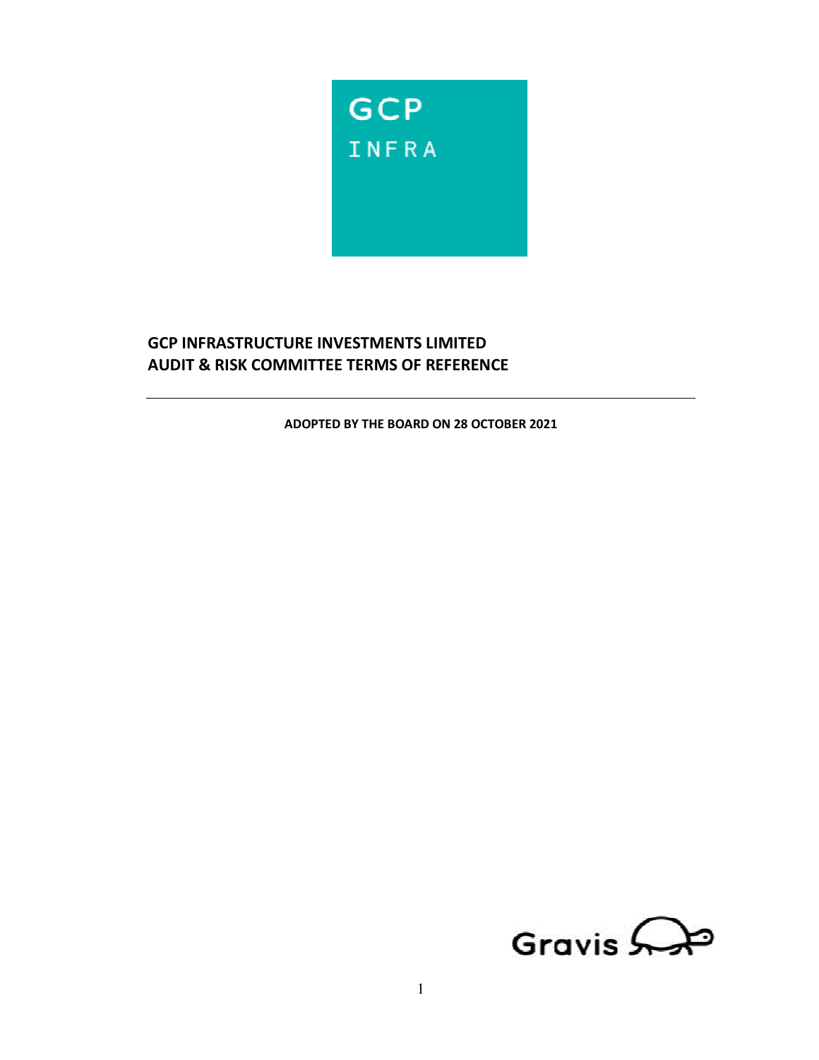GCP

INFRA

# GCP INFRASTRUCTURE INVESTMENTS LIMITED
# AUDIT & RISK COMMITTEE TERMS OF REFERENCE

---

**ADOPTED BY THE BOARD ON 28 OCTOBER 2021**

Gravis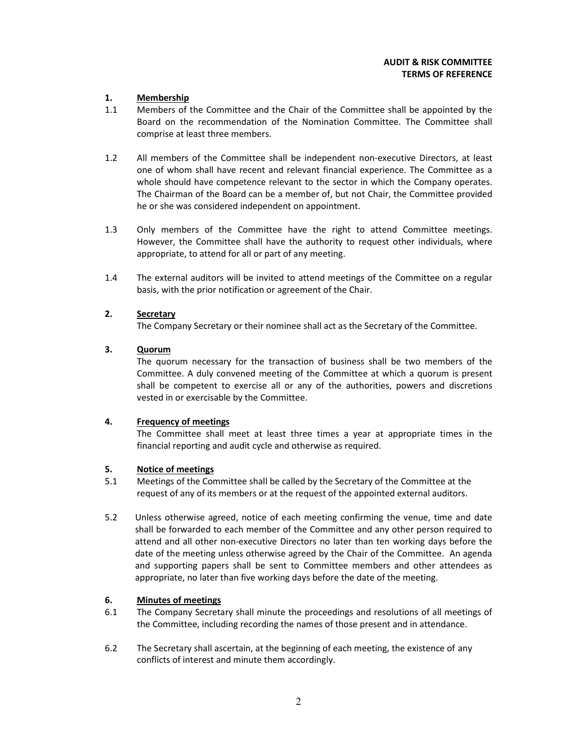**AUDIT & RISK COMMITTEE**
**TERMS OF REFERENCE**

## 1. Membership

1.1 Members of the Committee and the Chair of the Committee shall be appointed by the Board on the recommendation of the Nomination Committee. The Committee shall comprise at least three members.

1.2 All members of the Committee shall be independent non-executive Directors, at least one of whom shall have recent and relevant financial experience. The Committee as a whole should have competence relevant to the sector in which the Company operates. The Chairman of the Board can be a member of, but not Chair, the Committee provided he or she was considered independent on appointment.

1.3 Only members of the Committee have the right to attend Committee meetings. However, the Committee shall have the authority to request other individuals, where appropriate, to attend for all or part of any meeting.

1.4 The external auditors will be invited to attend meetings of the Committee on a regular basis, with the prior notification or agreement of the Chair.

## 2. Secretary

The Company Secretary or their nominee shall act as the Secretary of the Committee.

## 3. Quorum

The quorum necessary for the transaction of business shall be two members of the Committee. A duly convened meeting of the Committee at which a quorum is present shall be competent to exercise all or any of the authorities, powers and discretions vested in or exercisable by the Committee.

## 4. Frequency of meetings

The Committee shall meet at least three times a year at appropriate times in the financial reporting and audit cycle and otherwise as required.

## 5. Notice of meetings

5.1 Meetings of the Committee shall be called by the Secretary of the Committee at the request of any of its members or at the request of the appointed external auditors.

5.2 Unless otherwise agreed, notice of each meeting confirming the venue, time and date shall be forwarded to each member of the Committee and any other person required to attend and all other non-executive Directors no later than ten working days before the date of the meeting unless otherwise agreed by the Chair of the Committee. An agenda and supporting papers shall be sent to Committee members and other attendees as appropriate, no later than five working days before the date of the meeting.

## 6. Minutes of meetings

6.1 The Company Secretary shall minute the proceedings and resolutions of all meetings of the Committee, including recording the names of those present and in attendance.

6.2 The Secretary shall ascertain, at the beginning of each meeting, the existence of any conflicts of interest and minute them accordingly.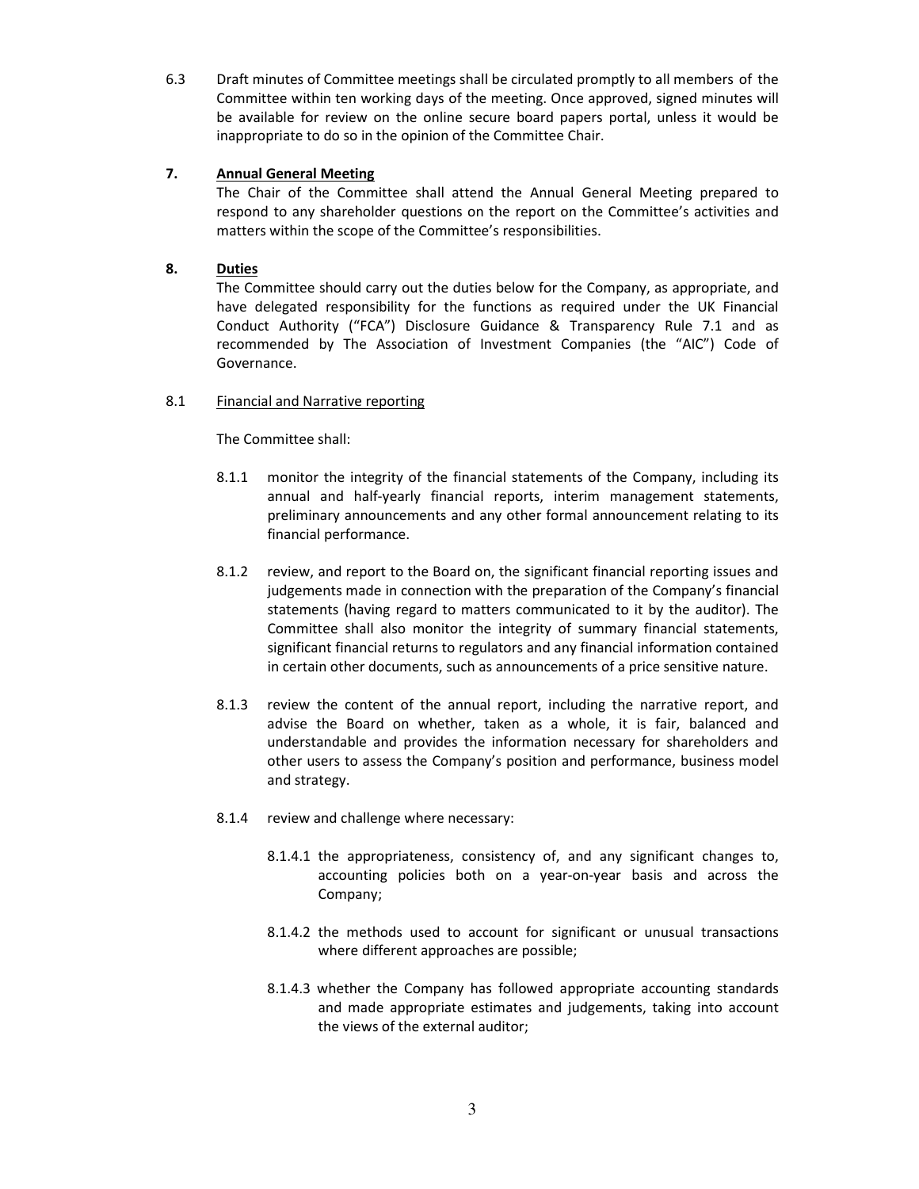6.3 Draft minutes of Committee meetings shall be circulated promptly to all members of the Committee within ten working days of the meeting. Once approved, signed minutes will be available for review on the online secure board papers portal, unless it would be inappropriate to do so in the opinion of the Committee Chair.

## 7. Annual General Meeting

The Chair of the Committee shall attend the Annual General Meeting prepared to respond to any shareholder questions on the report on the Committee's activities and matters within the scope of the Committee's responsibilities.

## 8. Duties

The Committee should carry out the duties below for the Company, as appropriate, and have delegated responsibility for the functions as required under the UK Financial Conduct Authority ("FCA") Disclosure Guidance & Transparency Rule 7.1 and as recommended by The Association of Investment Companies (the "AIC") Code of Governance.

8.1 Financial and Narrative reporting

The Committee shall:

8.1.1 monitor the integrity of the financial statements of the Company, including its annual and half-yearly financial reports, interim management statements, preliminary announcements and any other formal announcement relating to its financial performance.

8.1.2 review, and report to the Board on, the significant financial reporting issues and judgements made in connection with the preparation of the Company's financial statements (having regard to matters communicated to it by the auditor). The Committee shall also monitor the integrity of summary financial statements, significant financial returns to regulators and any financial information contained in certain other documents, such as announcements of a price sensitive nature.

8.1.3 review the content of the annual report, including the narrative report, and advise the Board on whether, taken as a whole, it is fair, balanced and understandable and provides the information necessary for shareholders and other users to assess the Company's position and performance, business model and strategy.

8.1.4 review and challenge where necessary:

8.1.4.1 the appropriateness, consistency of, and any significant changes to, accounting policies both on a year-on-year basis and across the Company;

8.1.4.2 the methods used to account for significant or unusual transactions where different approaches are possible;

8.1.4.3 whether the Company has followed appropriate accounting standards and made appropriate estimates and judgements, taking into account the views of the external auditor;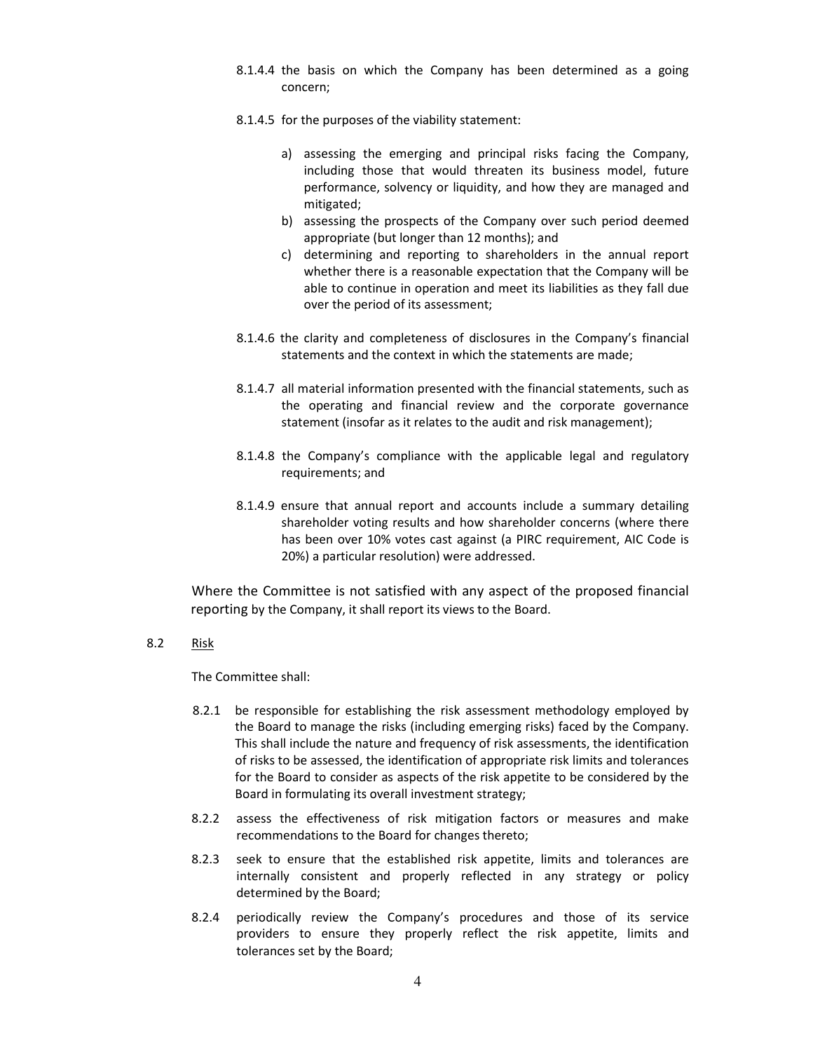8.1.4.4 the basis on which the Company has been determined as a going concern;

8.1.4.5 for the purposes of the viability statement:

a) assessing the emerging and principal risks facing the Company, including those that would threaten its business model, future performance, solvency or liquidity, and how they are managed and mitigated;
b) assessing the prospects of the Company over such period deemed appropriate (but longer than 12 months); and
c) determining and reporting to shareholders in the annual report whether there is a reasonable expectation that the Company will be able to continue in operation and meet its liabilities as they fall due over the period of its assessment;

8.1.4.6 the clarity and completeness of disclosures in the Company's financial statements and the context in which the statements are made;

8.1.4.7 all material information presented with the financial statements, such as the operating and financial review and the corporate governance statement (insofar as it relates to the audit and risk management);

8.1.4.8 the Company's compliance with the applicable legal and regulatory requirements; and

8.1.4.9 ensure that annual report and accounts include a summary detailing shareholder voting results and how shareholder concerns (where there has been over 10% votes cast against (a PIRC requirement, AIC Code is 20%) a particular resolution) were addressed.

Where the Committee is not satisfied with any aspect of the proposed financial reporting by the Company, it shall report its views to the Board.

8.2 Risk

The Committee shall:

8.2.1 be responsible for establishing the risk assessment methodology employed by the Board to manage the risks (including emerging risks) faced by the Company. This shall include the nature and frequency of risk assessments, the identification of risks to be assessed, the identification of appropriate risk limits and tolerances for the Board to consider as aspects of the risk appetite to be considered by the Board in formulating its overall investment strategy;

8.2.2 assess the effectiveness of risk mitigation factors or measures and make recommendations to the Board for changes thereto;

8.2.3 seek to ensure that the established risk appetite, limits and tolerances are internally consistent and properly reflected in any strategy or policy determined by the Board;

8.2.4 periodically review the Company's procedures and those of its service providers to ensure they properly reflect the risk appetite, limits and tolerances set by the Board;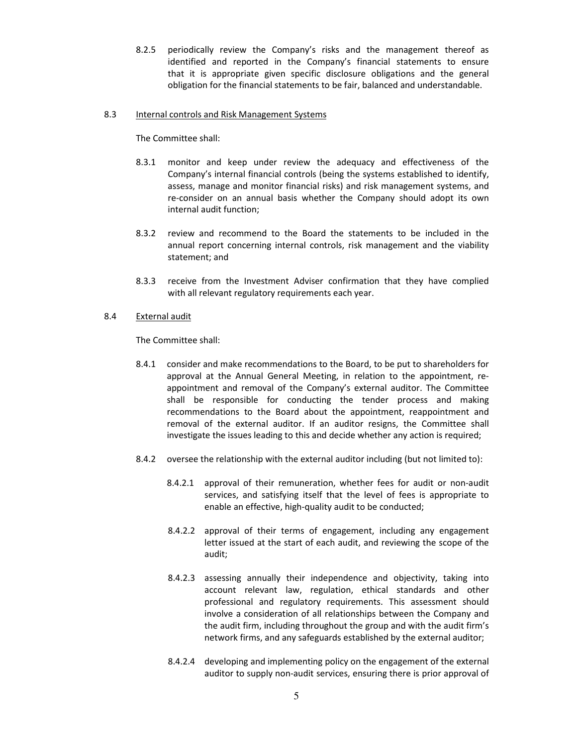8.2.5 periodically review the Company's risks and the management thereof as identified and reported in the Company's financial statements to ensure that it is appropriate given specific disclosure obligations and the general obligation for the financial statements to be fair, balanced and understandable.

8.3 Internal controls and Risk Management Systems

The Committee shall:

8.3.1 monitor and keep under review the adequacy and effectiveness of the Company's internal financial controls (being the systems established to identify, assess, manage and monitor financial risks) and risk management systems, and re-consider on an annual basis whether the Company should adopt its own internal audit function;

8.3.2 review and recommend to the Board the statements to be included in the annual report concerning internal controls, risk management and the viability statement; and

8.3.3 receive from the Investment Adviser confirmation that they have complied with all relevant regulatory requirements each year.

8.4 External audit

The Committee shall:

8.4.1 consider and make recommendations to the Board, to be put to shareholders for approval at the Annual General Meeting, in relation to the appointment, re-appointment and removal of the Company's external auditor. The Committee shall be responsible for conducting the tender process and making recommendations to the Board about the appointment, reappointment and removal of the external auditor. If an auditor resigns, the Committee shall investigate the issues leading to this and decide whether any action is required;

8.4.2 oversee the relationship with the external auditor including (but not limited to):

8.4.2.1 approval of their remuneration, whether fees for audit or non-audit services, and satisfying itself that the level of fees is appropriate to enable an effective, high-quality audit to be conducted;

8.4.2.2 approval of their terms of engagement, including any engagement letter issued at the start of each audit, and reviewing the scope of the audit;

8.4.2.3 assessing annually their independence and objectivity, taking into account relevant law, regulation, ethical standards and other professional and regulatory requirements. This assessment should involve a consideration of all relationships between the Company and the audit firm, including throughout the group and with the audit firm's network firms, and any safeguards established by the external auditor;

8.4.2.4 developing and implementing policy on the engagement of the external auditor to supply non-audit services, ensuring there is prior approval of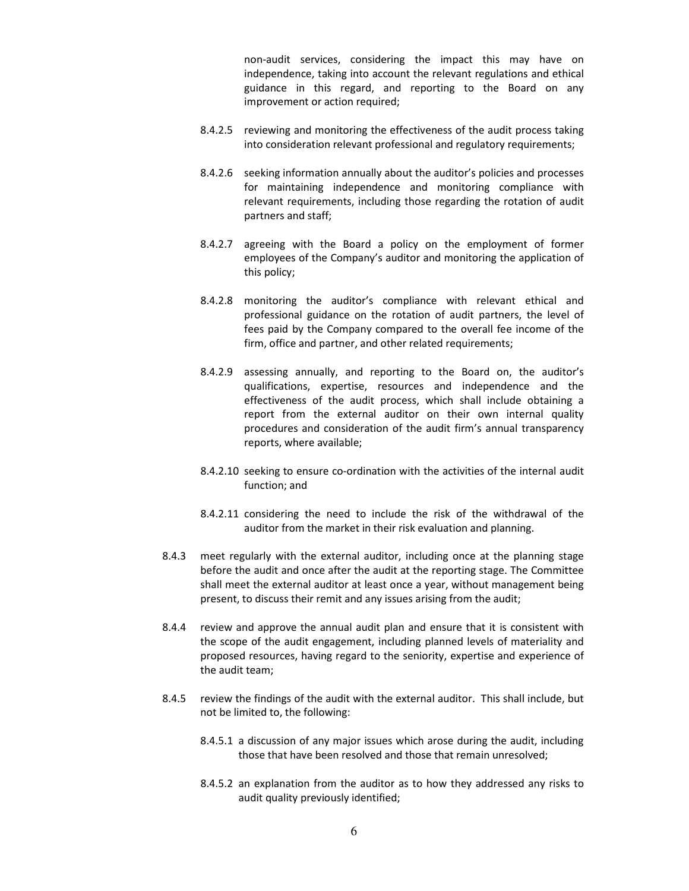non-audit services, considering the impact this may have on independence, taking into account the relevant regulations and ethical guidance in this regard, and reporting to the Board on any improvement or action required;

8.4.2.5 reviewing and monitoring the effectiveness of the audit process taking into consideration relevant professional and regulatory requirements;

8.4.2.6 seeking information annually about the auditor's policies and processes for maintaining independence and monitoring compliance with relevant requirements, including those regarding the rotation of audit partners and staff;

8.4.2.7 agreeing with the Board a policy on the employment of former employees of the Company's auditor and monitoring the application of this policy;

8.4.2.8 monitoring the auditor's compliance with relevant ethical and professional guidance on the rotation of audit partners, the level of fees paid by the Company compared to the overall fee income of the firm, office and partner, and other related requirements;

8.4.2.9 assessing annually, and reporting to the Board on, the auditor's qualifications, expertise, resources and independence and the effectiveness of the audit process, which shall include obtaining a report from the external auditor on their own internal quality procedures and consideration of the audit firm's annual transparency reports, where available;

8.4.2.10 seeking to ensure co-ordination with the activities of the internal audit function; and

8.4.2.11 considering the need to include the risk of the withdrawal of the auditor from the market in their risk evaluation and planning.

8.4.3 meet regularly with the external auditor, including once at the planning stage before the audit and once after the audit at the reporting stage. The Committee shall meet the external auditor at least once a year, without management being present, to discuss their remit and any issues arising from the audit;

8.4.4 review and approve the annual audit plan and ensure that it is consistent with the scope of the audit engagement, including planned levels of materiality and proposed resources, having regard to the seniority, expertise and experience of the audit team;

8.4.5 review the findings of the audit with the external auditor. This shall include, but not be limited to, the following:

8.4.5.1 a discussion of any major issues which arose during the audit, including those that have been resolved and those that remain unresolved;

8.4.5.2 an explanation from the auditor as to how they addressed any risks to audit quality previously identified;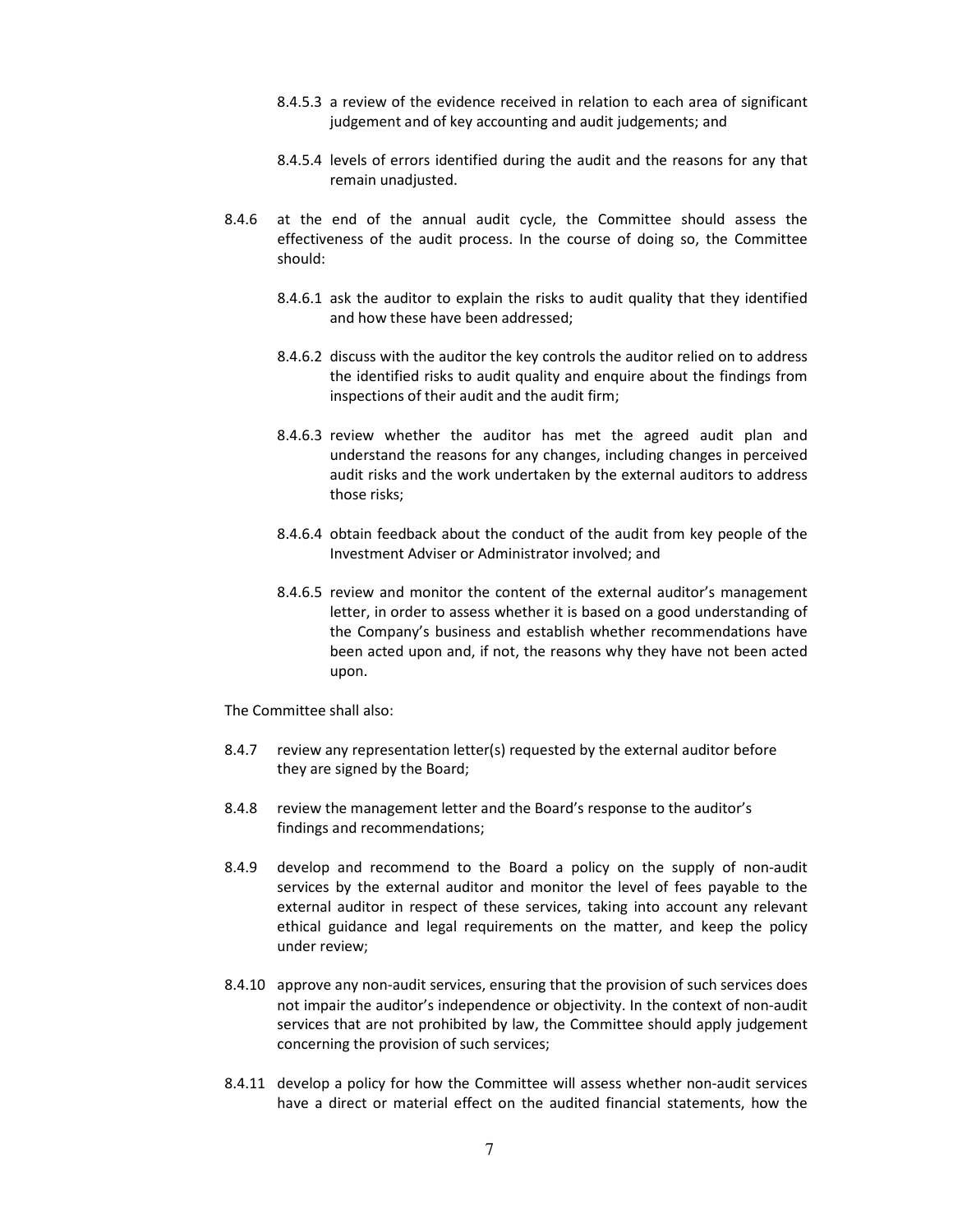8.4.5.3 a review of the evidence received in relation to each area of significant judgement and of key accounting and audit judgements; and

8.4.5.4 levels of errors identified during the audit and the reasons for any that remain unadjusted.

8.4.6 at the end of the annual audit cycle, the Committee should assess the effectiveness of the audit process. In the course of doing so, the Committee should:

8.4.6.1 ask the auditor to explain the risks to audit quality that they identified and how these have been addressed;

8.4.6.2 discuss with the auditor the key controls the auditor relied on to address the identified risks to audit quality and enquire about the findings from inspections of their audit and the audit firm;

8.4.6.3 review whether the auditor has met the agreed audit plan and understand the reasons for any changes, including changes in perceived audit risks and the work undertaken by the external auditors to address those risks;

8.4.6.4 obtain feedback about the conduct of the audit from key people of the Investment Adviser or Administrator involved; and

8.4.6.5 review and monitor the content of the external auditor's management letter, in order to assess whether it is based on a good understanding of the Company's business and establish whether recommendations have been acted upon and, if not, the reasons why they have not been acted upon.

The Committee shall also:

8.4.7 review any representation letter(s) requested by the external auditor before they are signed by the Board;

8.4.8 review the management letter and the Board's response to the auditor's findings and recommendations;

8.4.9 develop and recommend to the Board a policy on the supply of non-audit services by the external auditor and monitor the level of fees payable to the external auditor in respect of these services, taking into account any relevant ethical guidance and legal requirements on the matter, and keep the policy under review;

8.4.10 approve any non-audit services, ensuring that the provision of such services does not impair the auditor's independence or objectivity. In the context of non-audit services that are not prohibited by law, the Committee should apply judgement concerning the provision of such services;

8.4.11 develop a policy for how the Committee will assess whether non-audit services have a direct or material effect on the audited financial statements, how the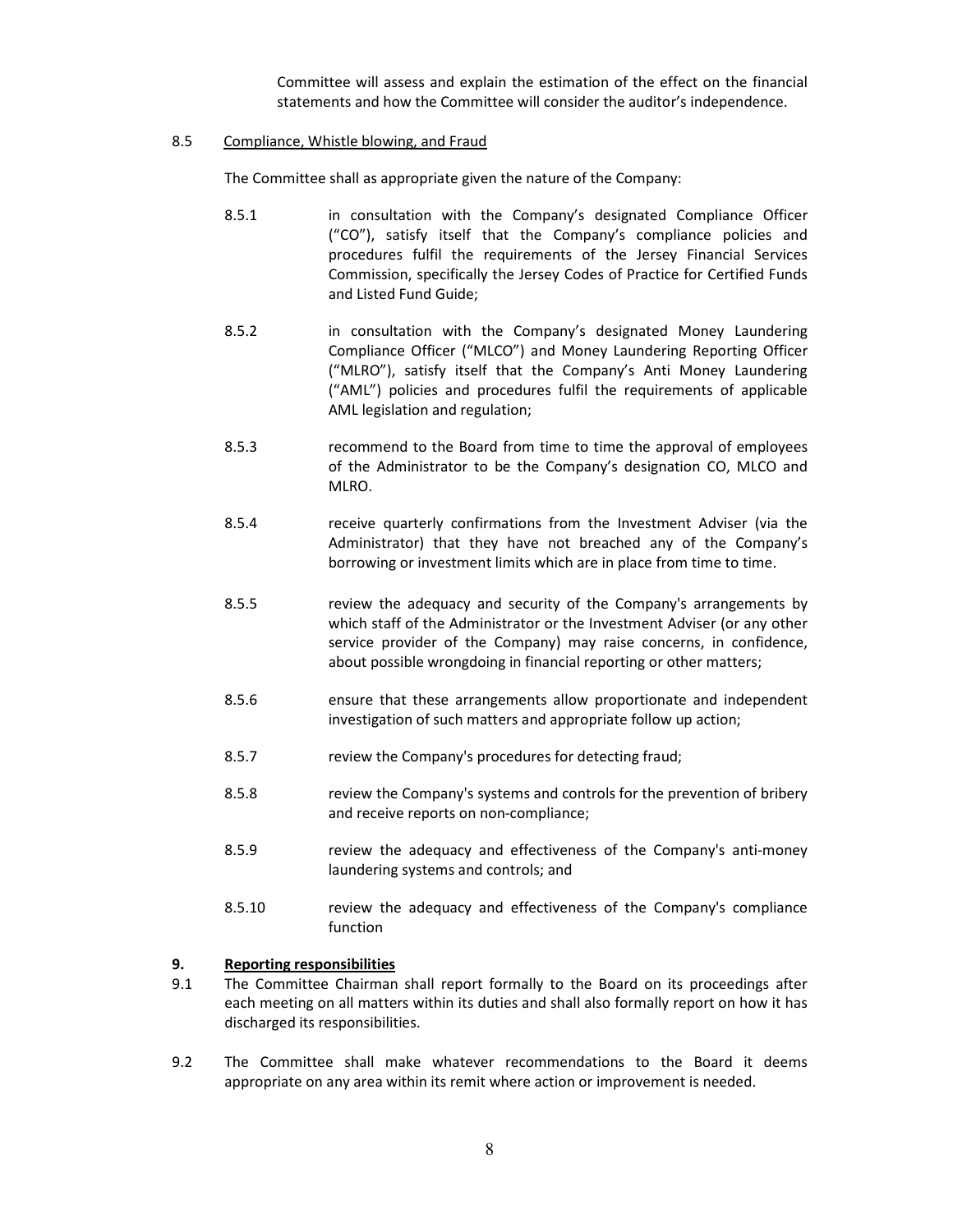Committee will assess and explain the estimation of the effect on the financial statements and how the Committee will consider the auditor's independence.

8.5 Compliance, Whistle blowing, and Fraud

The Committee shall as appropriate given the nature of the Company:

8.5.1 in consultation with the Company's designated Compliance Officer ("CO"), satisfy itself that the Company's compliance policies and procedures fulfil the requirements of the Jersey Financial Services Commission, specifically the Jersey Codes of Practice for Certified Funds and Listed Fund Guide;

8.5.2 in consultation with the Company's designated Money Laundering Compliance Officer ("MLCO") and Money Laundering Reporting Officer ("MLRO"), satisfy itself that the Company's Anti Money Laundering ("AML") policies and procedures fulfil the requirements of applicable AML legislation and regulation;

8.5.3 recommend to the Board from time to time the approval of employees of the Administrator to be the Company's designation CO, MLCO and MLRO.

8.5.4 receive quarterly confirmations from the Investment Adviser (via the Administrator) that they have not breached any of the Company's borrowing or investment limits which are in place from time to time.

8.5.5 review the adequacy and security of the Company's arrangements by which staff of the Administrator or the Investment Adviser (or any other service provider of the Company) may raise concerns, in confidence, about possible wrongdoing in financial reporting or other matters;

8.5.6 ensure that these arrangements allow proportionate and independent investigation of such matters and appropriate follow up action;

8.5.7 review the Company's procedures for detecting fraud;

8.5.8 review the Company's systems and controls for the prevention of bribery and receive reports on non-compliance;

8.5.9 review the adequacy and effectiveness of the Company's anti-money laundering systems and controls; and

8.5.10 review the adequacy and effectiveness of the Company's compliance function

## 9. Reporting responsibilities

9.1 The Committee Chairman shall report formally to the Board on its proceedings after each meeting on all matters within its duties and shall also formally report on how it has discharged its responsibilities.

9.2 The Committee shall make whatever recommendations to the Board it deems appropriate on any area within its remit where action or improvement is needed.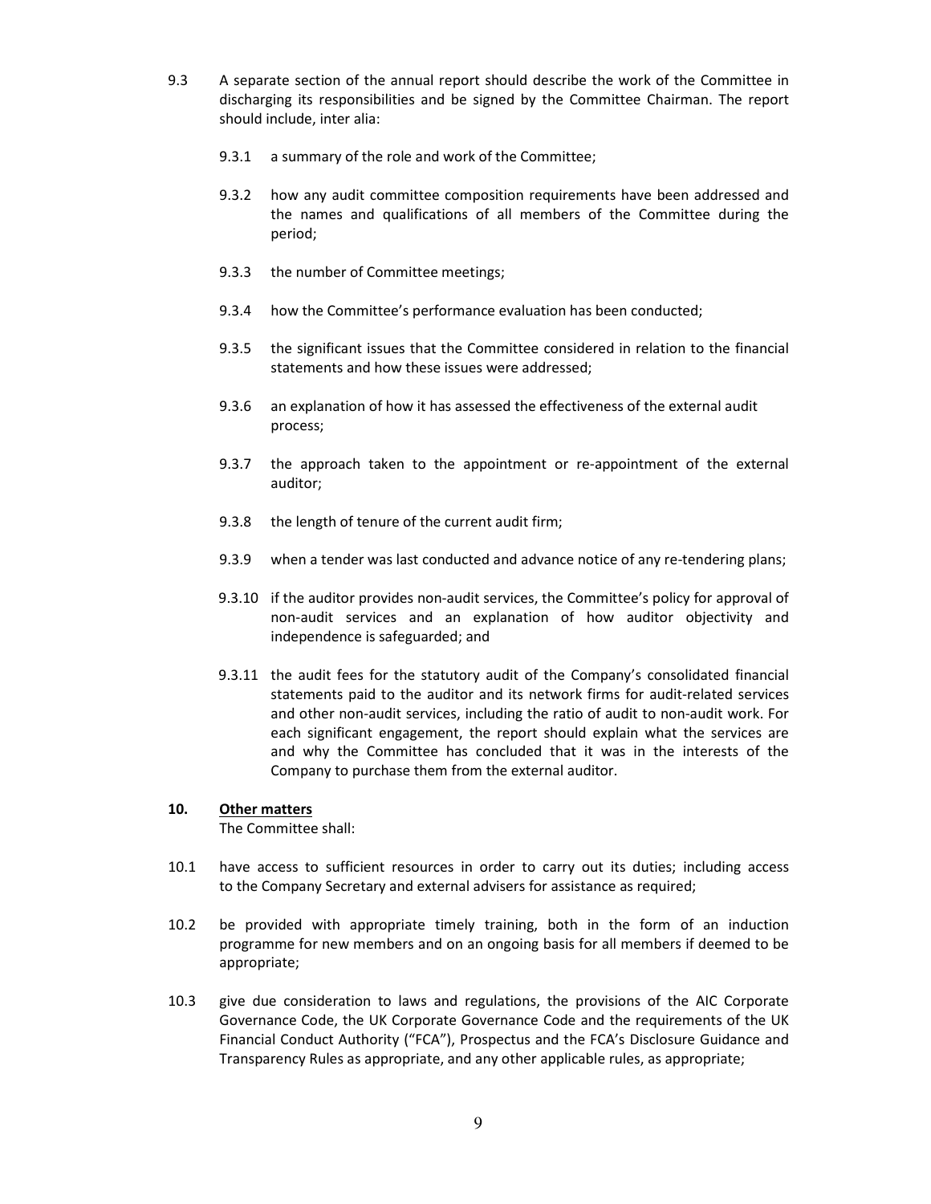9.3 A separate section of the annual report should describe the work of the Committee in discharging its responsibilities and be signed by the Committee Chairman. The report should include, inter alia:

9.3.1 a summary of the role and work of the Committee;

9.3.2 how any audit committee composition requirements have been addressed and the names and qualifications of all members of the Committee during the period;

9.3.3 the number of Committee meetings;

9.3.4 how the Committee's performance evaluation has been conducted;

9.3.5 the significant issues that the Committee considered in relation to the financial statements and how these issues were addressed;

9.3.6 an explanation of how it has assessed the effectiveness of the external audit process;

9.3.7 the approach taken to the appointment or re-appointment of the external auditor;

9.3.8 the length of tenure of the current audit firm;

9.3.9 when a tender was last conducted and advance notice of any re-tendering plans;

9.3.10 if the auditor provides non-audit services, the Committee's policy for approval of non-audit services and an explanation of how auditor objectivity and independence is safeguarded; and

9.3.11 the audit fees for the statutory audit of the Company's consolidated financial statements paid to the auditor and its network firms for audit-related services and other non-audit services, including the ratio of audit to non-audit work. For each significant engagement, the report should explain what the services are and why the Committee has concluded that it was in the interests of the Company to purchase them from the external auditor.

## 10. Other matters

The Committee shall:

10.1 have access to sufficient resources in order to carry out its duties; including access to the Company Secretary and external advisers for assistance as required;

10.2 be provided with appropriate timely training, both in the form of an induction programme for new members and on an ongoing basis for all members if deemed to be appropriate;

10.3 give due consideration to laws and regulations, the provisions of the AIC Corporate Governance Code, the UK Corporate Governance Code and the requirements of the UK Financial Conduct Authority ("FCA"), Prospectus and the FCA's Disclosure Guidance and Transparency Rules as appropriate, and any other applicable rules, as appropriate;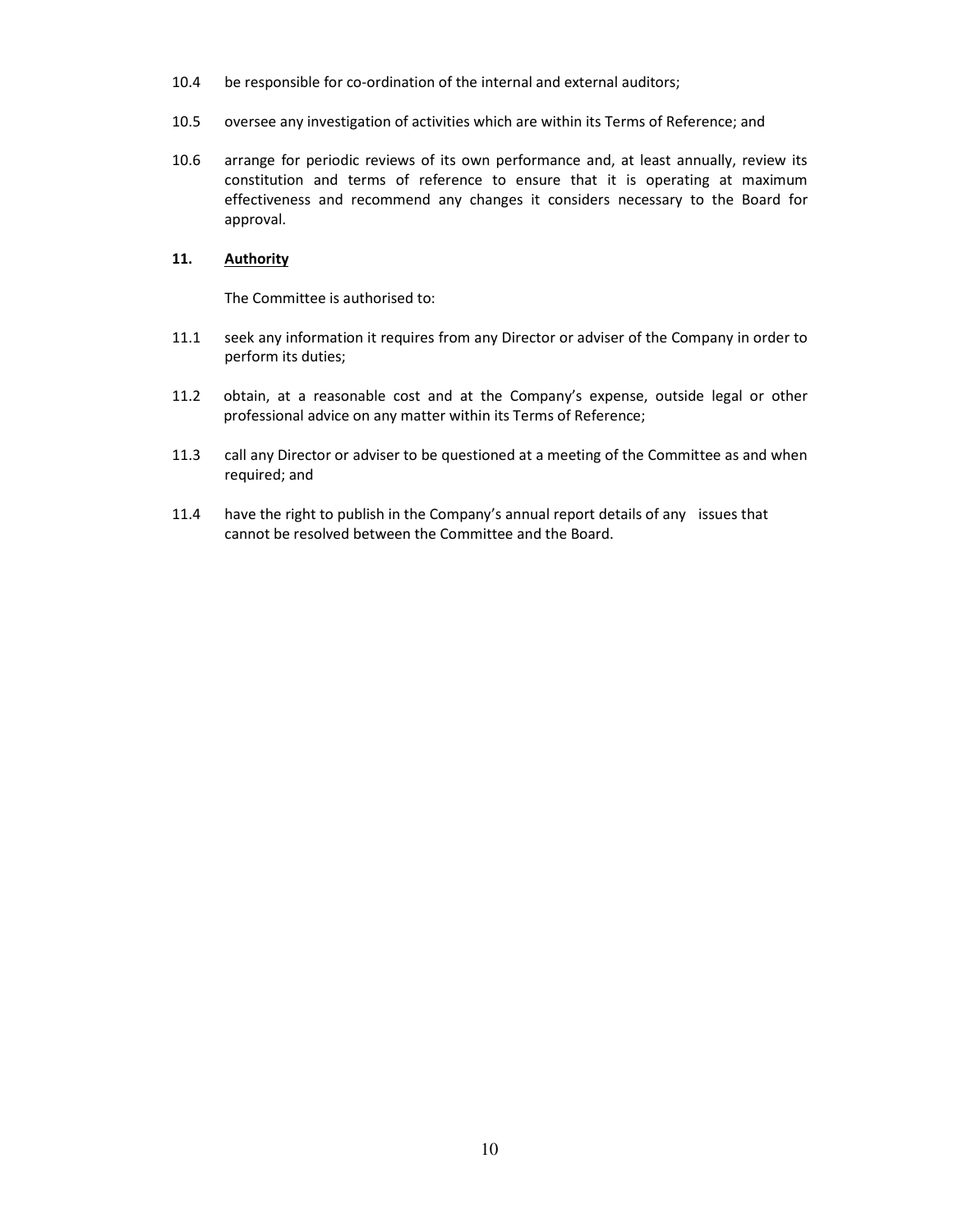10.4 be responsible for co-ordination of the internal and external auditors;

10.5 oversee any investigation of activities which are within its Terms of Reference; and

10.6 arrange for periodic reviews of its own performance and, at least annually, review its constitution and terms of reference to ensure that it is operating at maximum effectiveness and recommend any changes it considers necessary to the Board for approval.

**11. <u>Authority</u>**

The Committee is authorised to:

11.1 seek any information it requires from any Director or adviser of the Company in order to perform its duties;

11.2 obtain, at a reasonable cost and at the Company's expense, outside legal or other professional advice on any matter within its Terms of Reference;

11.3 call any Director or adviser to be questioned at a meeting of the Committee as and when required; and

11.4 have the right to publish in the Company's annual report details of any issues that cannot be resolved between the Committee and the Board.